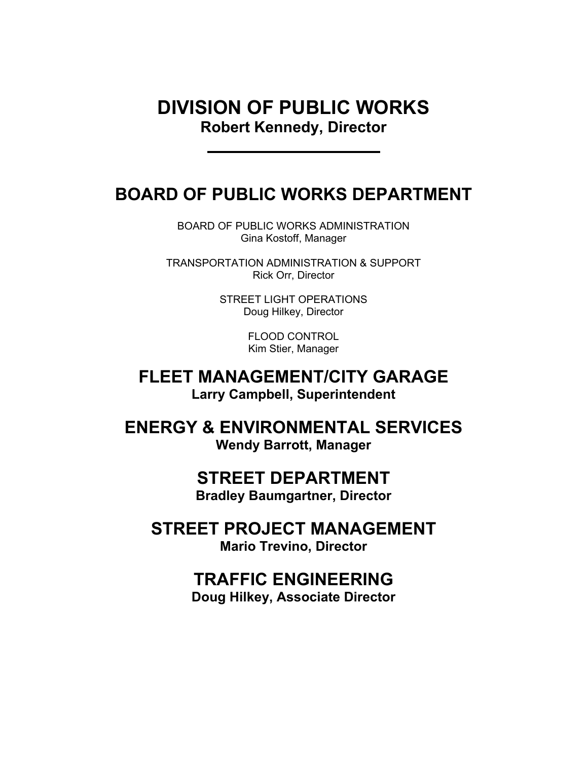# DIVISION OF PUBLIC WORKS

**Robert Kennedy, Director**

---

## BOARD OF PUBLIC WORKS DEPARTMENT

BOARD OF PUBLIC WORKS ADMINISTRATION
Gina Kostoff, Manager

TRANSPORTATION ADMINISTRATION & SUPPORT
Rick Orr, Director

STREET LIGHT OPERATIONS
Doug Hilkey, Director

FLOOD CONTROL
Kim Stier, Manager

## FLEET MANAGEMENT/CITY GARAGE

**Larry Campbell, Superintendent**

## ENERGY & ENVIRONMENTAL SERVICES

**Wendy Barrott, Manager**

## STREET DEPARTMENT

**Bradley Baumgartner, Director**

## STREET PROJECT MANAGEMENT

**Mario Trevino, Director**

## TRAFFIC ENGINEERING

**Doug Hilkey, Associate Director**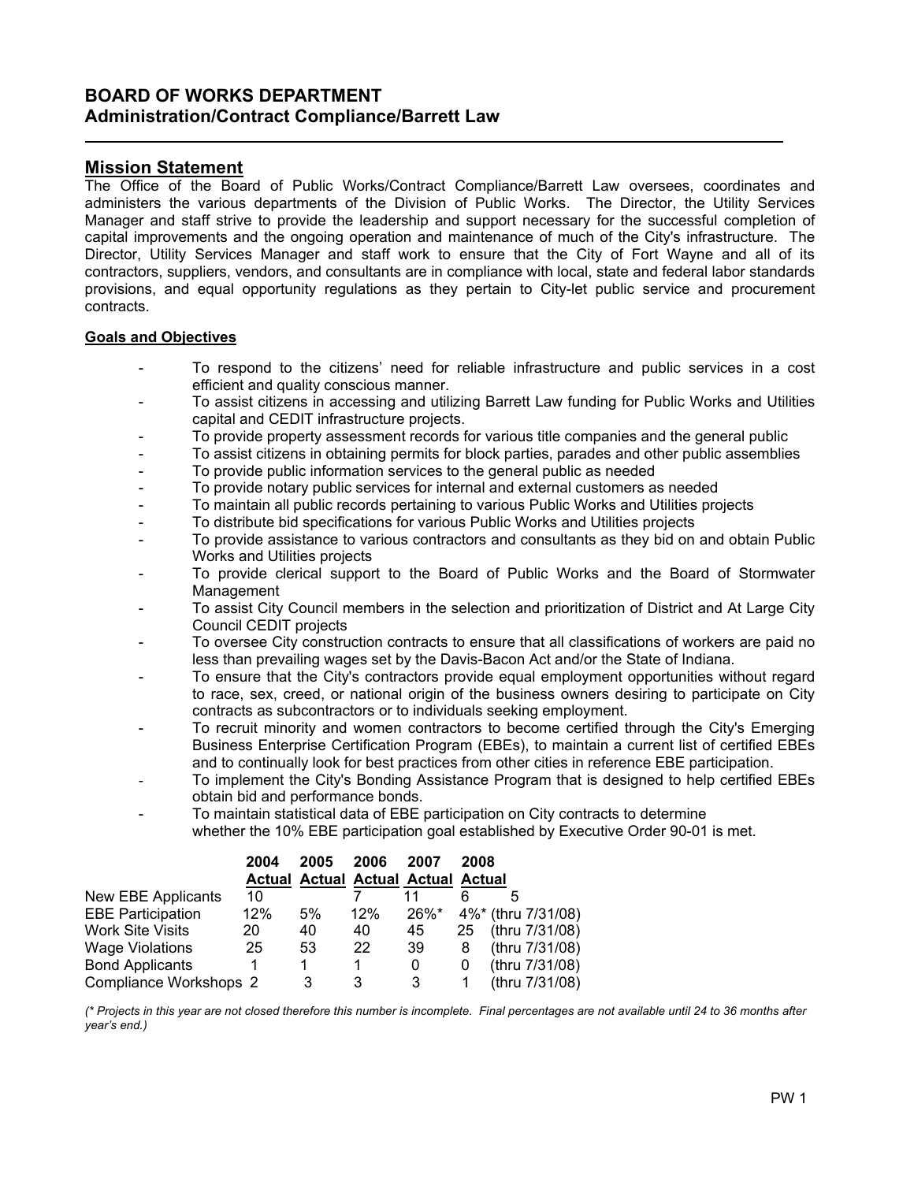## BOARD OF WORKS DEPARTMENT
## Administration/Contract Compliance/Barrett Law

### Mission Statement

The Office of the Board of Public Works/Contract Compliance/Barrett Law oversees, coordinates and administers the various departments of the Division of Public Works. The Director, the Utility Services Manager and staff strive to provide the leadership and support necessary for the successful completion of capital improvements and the ongoing operation and maintenance of much of the City's infrastructure. The Director, Utility Services Manager and staff work to ensure that the City of Fort Wayne and all of its contractors, suppliers, vendors, and consultants are in compliance with local, state and federal labor standards provisions, and equal opportunity regulations as they pertain to City-let public service and procurement contracts.

**Goals and Objectives**

- To respond to the citizens' need for reliable infrastructure and public services in a cost efficient and quality conscious manner.
- To assist citizens in accessing and utilizing Barrett Law funding for Public Works and Utilities capital and CEDIT infrastructure projects.
- To provide property assessment records for various title companies and the general public
- To assist citizens in obtaining permits for block parties, parades and other public assemblies
- To provide public information services to the general public as needed
- To provide notary public services for internal and external customers as needed
- To maintain all public records pertaining to various Public Works and Utilities projects
- To distribute bid specifications for various Public Works and Utilities projects
- To provide assistance to various contractors and consultants as they bid on and obtain Public Works and Utilities projects
- To provide clerical support to the Board of Public Works and the Board of Stormwater Management
- To assist City Council members in the selection and prioritization of District and At Large City Council CEDIT projects
- To oversee City construction contracts to ensure that all classifications of workers are paid no less than prevailing wages set by the Davis-Bacon Act and/or the State of Indiana.
- To ensure that the City's contractors provide equal employment opportunities without regard to race, sex, creed, or national origin of the business owners desiring to participate on City contracts as subcontractors or to individuals seeking employment.
- To recruit minority and women contractors to become certified through the City's Emerging Business Enterprise Certification Program (EBEs), to maintain a current list of certified EBEs and to continually look for best practices from other cities in reference EBE participation.
- To implement the City's Bonding Assistance Program that is designed to help certified EBEs obtain bid and performance bonds.
- To maintain statistical data of EBE participation on City contracts to determine whether the 10% EBE participation goal established by Executive Order 90-01 is met.

| | 2004 Actual | 2005 Actual | 2006 Actual | 2007 Actual | 2008 Actual | |
|---|---|---|---|---|---|---|
| New EBE Applicants | 10 | | 7 | 11 | 6 | 5 |
| EBE Participation | 12% | 5% | 12% | 26%* | 4%* | (thru 7/31/08) |
| Work Site Visits | 20 | 40 | 40 | 45 | 25 | (thru 7/31/08) |
| Wage Violations | 25 | 53 | 22 | 39 | 8 | (thru 7/31/08) |
| Bond Applicants | 1 | 1 | 1 | 0 | 0 | (thru 7/31/08) |
| Compliance Workshops | 2 | 3 | 3 | 3 | 1 | (thru 7/31/08) |

*(\* Projects in this year are not closed therefore this number is incomplete. Final percentages are not available until 24 to 36 months after year's end.)*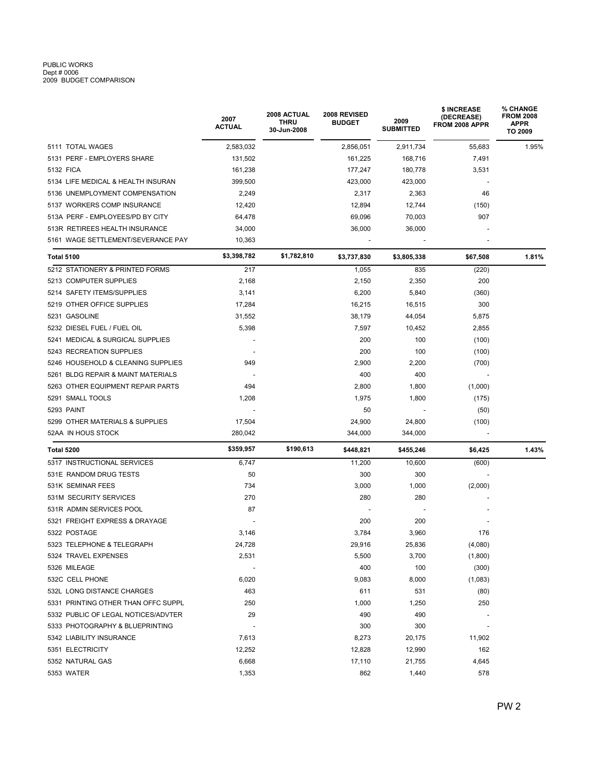PUBLIC WORKS
Dept # 0006
2009 BUDGET COMPARISON

| | 2007 ACTUAL | 2008 ACTUAL THRU 30-Jun-2008 | 2008 REVISED BUDGET | 2009 SUBMITTED | $ INCREASE (DECREASE) FROM 2008 APPR | % CHANGE FROM 2008 APPR TO 2009 |
|---|---|---|---|---|---|---|
| 5111 TOTAL WAGES | 2,583,032 | | 2,856,051 | 2,911,734 | 55,683 | 1.95% |
| 5131 PERF - EMPLOYERS SHARE | 131,502 | | 161,225 | 168,716 | 7,491 | |
| 5132 FICA | 161,238 | | 177,247 | 180,778 | 3,531 | |
| 5134 LIFE MEDICAL & HEALTH INSURAN | 399,500 | | 423,000 | 423,000 | - | |
| 5136 UNEMPLOYMENT COMPENSATION | 2,249 | | 2,317 | 2,363 | 46 | |
| 5137 WORKERS COMP INSURANCE | 12,420 | | 12,894 | 12,744 | (150) | |
| 513A PERF - EMPLOYEES/PD BY CITY | 64,478 | | 69,096 | 70,003 | 907 | |
| 513R RETIREES HEALTH INSURANCE | 34,000 | | 36,000 | 36,000 | - | |
| 5161 WAGE SETTLEMENT/SEVERANCE PAY | 10,363 | | - | - | - | |
| **Total 5100** | **$3,398,782** | **$1,782,810** | **$3,737,830** | **$3,805,338** | **$67,508** | **1.81%** |
| 5212 STATIONERY & PRINTED FORMS | 217 | | 1,055 | 835 | (220) | |
| 5213 COMPUTER SUPPLIES | 2,168 | | 2,150 | 2,350 | 200 | |
| 5214 SAFETY ITEMS/SUPPLIES | 3,141 | | 6,200 | 5,840 | (360) | |
| 5219 OTHER OFFICE SUPPLIES | 17,284 | | 16,215 | 16,515 | 300 | |
| 5231 GASOLINE | 31,552 | | 38,179 | 44,054 | 5,875 | |
| 5232 DIESEL FUEL / FUEL OIL | 5,398 | | 7,597 | 10,452 | 2,855 | |
| 5241 MEDICAL & SURGICAL SUPPLIES | - | | 200 | 100 | (100) | |
| 5243 RECREATION SUPPLIES | - | | 200 | 100 | (100) | |
| 5246 HOUSEHOLD & CLEANING SUPPLIES | 949 | | 2,900 | 2,200 | (700) | |
| 5261 BLDG REPAIR & MAINT MATERIALS | - | | 400 | 400 | - | |
| 5263 OTHER EQUIPMENT REPAIR PARTS | 494 | | 2,800 | 1,800 | (1,000) | |
| 5291 SMALL TOOLS | 1,208 | | 1,975 | 1,800 | (175) | |
| 5293 PAINT | - | | 50 | - | (50) | |
| 5299 OTHER MATERIALS & SUPPLIES | 17,504 | | 24,900 | 24,800 | (100) | |
| 52AA IN HOUS STOCK | 280,042 | | 344,000 | 344,000 | - | |
| **Total 5200** | **$359,957** | **$190,613** | **$448,821** | **$455,246** | **$6,425** | **1.43%** |
| 5317 INSTRUCTIONAL SERVICES | 6,747 | | 11,200 | 10,600 | (600) | |
| 531E RANDOM DRUG TESTS | 50 | | 300 | 300 | - | |
| 531K SEMINAR FEES | 734 | | 3,000 | 1,000 | (2,000) | |
| 531M SECURITY SERVICES | 270 | | 280 | 280 | - | |
| 531R ADMIN SERVICES POOL | 87 | | - | - | - | |
| 5321 FREIGHT EXPRESS & DRAYAGE | - | | 200 | 200 | - | |
| 5322 POSTAGE | 3,146 | | 3,784 | 3,960 | 176 | |
| 5323 TELEPHONE & TELEGRAPH | 24,728 | | 29,916 | 25,836 | (4,080) | |
| 5324 TRAVEL EXPENSES | 2,531 | | 5,500 | 3,700 | (1,800) | |
| 5326 MILEAGE | - | | 400 | 100 | (300) | |
| 532C CELL PHONE | 6,020 | | 9,083 | 8,000 | (1,083) | |
| 532L LONG DISTANCE CHARGES | 463 | | 611 | 531 | (80) | |
| 5331 PRINTING OTHER THAN OFFC SUPPL | 250 | | 1,000 | 1,250 | 250 | |
| 5332 PUBLIC OF LEGAL NOTICES/ADVTER | 29 | | 490 | 490 | - | |
| 5333 PHOTOGRAPHY & BLUEPRINTING | - | | 300 | 300 | - | |
| 5342 LIABILITY INSURANCE | 7,613 | | 8,273 | 20,175 | 11,902 | |
| 5351 ELECTRICITY | 12,252 | | 12,828 | 12,990 | 162 | |
| 5352 NATURAL GAS | 6,668 | | 17,110 | 21,755 | 4,645 | |
| 5353 WATER | 1,353 | | 862 | 1,440 | 578 | |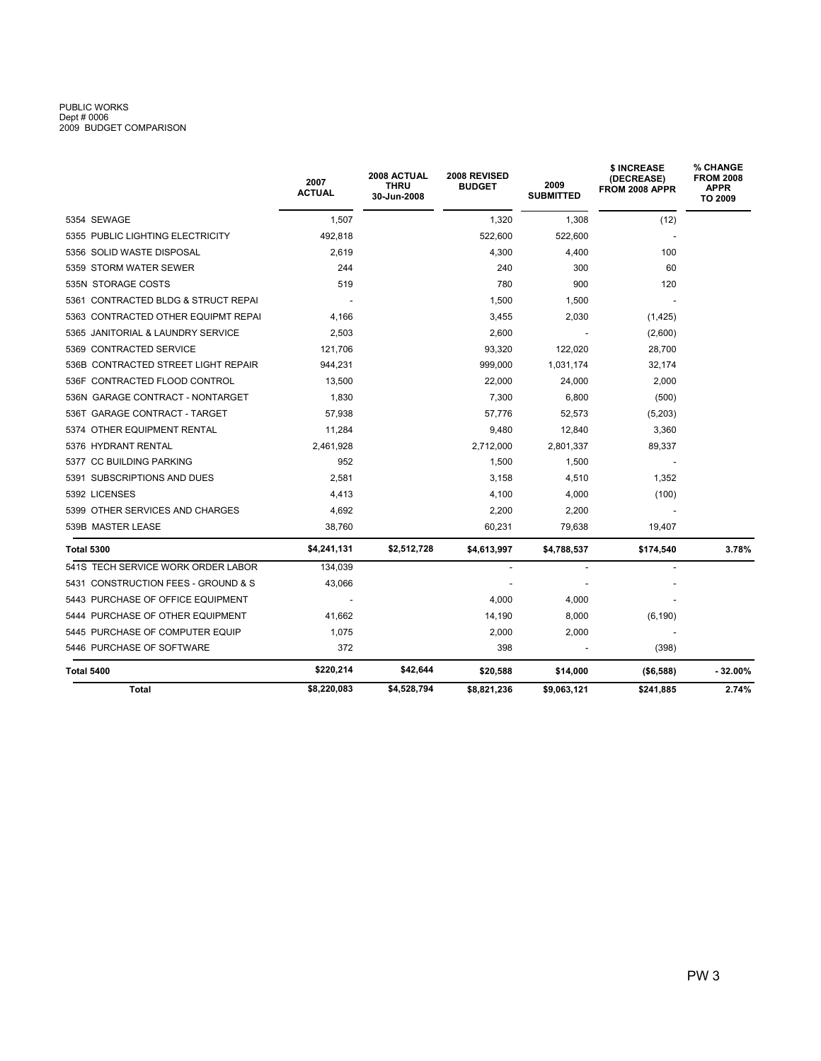PUBLIC WORKS
Dept # 0006
2009 BUDGET COMPARISON

| | 2007 ACTUAL | 2008 ACTUAL THRU 30-Jun-2008 | 2008 REVISED BUDGET | 2009 SUBMITTED | $ INCREASE (DECREASE) FROM 2008 APPR | % CHANGE FROM 2008 APPR TO 2009 |
|---|---|---|---|---|---|---|
| 5354 SEWAGE | 1,507 | | 1,320 | 1,308 | (12) | |
| 5355 PUBLIC LIGHTING ELECTRICITY | 492,818 | | 522,600 | 522,600 | - | |
| 5356 SOLID WASTE DISPOSAL | 2,619 | | 4,300 | 4,400 | 100 | |
| 5359 STORM WATER SEWER | 244 | | 240 | 300 | 60 | |
| 535N STORAGE COSTS | 519 | | 780 | 900 | 120 | |
| 5361 CONTRACTED BLDG & STRUCT REPAI | - | | 1,500 | 1,500 | - | |
| 5363 CONTRACTED OTHER EQUIPMT REPAI | 4,166 | | 3,455 | 2,030 | (1,425) | |
| 5365 JANITORIAL & LAUNDRY SERVICE | 2,503 | | 2,600 | - | (2,600) | |
| 5369 CONTRACTED SERVICE | 121,706 | | 93,320 | 122,020 | 28,700 | |
| 536B CONTRACTED STREET LIGHT REPAIR | 944,231 | | 999,000 | 1,031,174 | 32,174 | |
| 536F CONTRACTED FLOOD CONTROL | 13,500 | | 22,000 | 24,000 | 2,000 | |
| 536N GARAGE CONTRACT - NONTARGET | 1,830 | | 7,300 | 6,800 | (500) | |
| 536T GARAGE CONTRACT - TARGET | 57,938 | | 57,776 | 52,573 | (5,203) | |
| 5374 OTHER EQUIPMENT RENTAL | 11,284 | | 9,480 | 12,840 | 3,360 | |
| 5376 HYDRANT RENTAL | 2,461,928 | | 2,712,000 | 2,801,337 | 89,337 | |
| 5377 CC BUILDING PARKING | 952 | | 1,500 | 1,500 | - | |
| 5391 SUBSCRIPTIONS AND DUES | 2,581 | | 3,158 | 4,510 | 1,352 | |
| 5392 LICENSES | 4,413 | | 4,100 | 4,000 | (100) | |
| 5399 OTHER SERVICES AND CHARGES | 4,692 | | 2,200 | 2,200 | - | |
| 539B MASTER LEASE | 38,760 | | 60,231 | 79,638 | 19,407 | |
| **Total 5300** | **$4,241,131** | **$2,512,728** | **$4,613,997** | **$4,788,537** | **$174,540** | **3.78%** |
| 541S TECH SERVICE WORK ORDER LABOR | 134,039 | | - | - | - | |
| 5431 CONSTRUCTION FEES - GROUND & S | 43,066 | | - | - | - | |
| 5443 PURCHASE OF OFFICE EQUIPMENT | - | | 4,000 | 4,000 | - | |
| 5444 PURCHASE OF OTHER EQUIPMENT | 41,662 | | 14,190 | 8,000 | (6,190) | |
| 5445 PURCHASE OF COMPUTER EQUIP | 1,075 | | 2,000 | 2,000 | - | |
| 5446 PURCHASE OF SOFTWARE | 372 | | 398 | - | (398) | |
| **Total 5400** | **$220,214** | **$42,644** | **$20,588** | **$14,000** | **($6,588)** | **- 32.00%** |
| **Total** | **$8,220,083** | **$4,528,794** | **$8,821,236** | **$9,063,121** | **$241,885** | **2.74%** |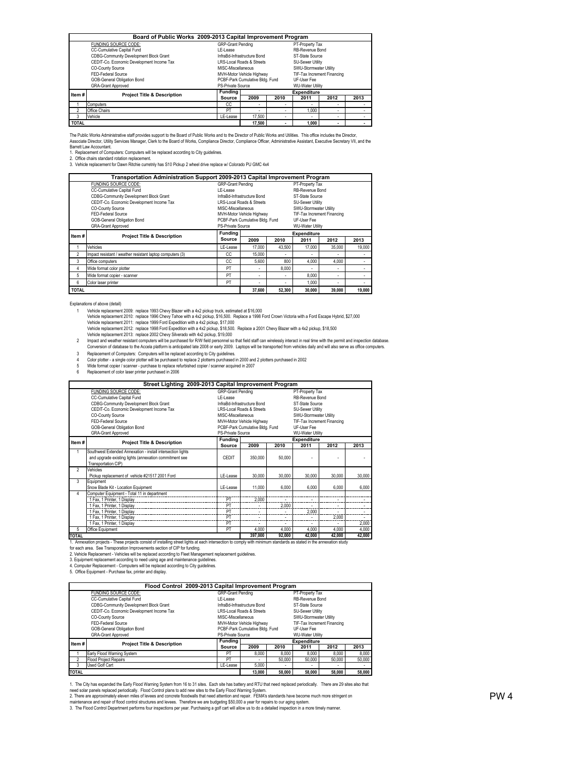## Board of Public Works 2009-2013 Capital Improvement Program

| FUNDING SOURCE CODE: | | |
|---|---|---|
| CC-Cumulative Capital Fund | LE-Lease | RB-Revenue Bond |
| CDBG-Community Development Block Grant | InfraBd-Infrastructure Bond | ST-State Source |
| CEDIT-Co. Economic Development Income Tax | LRS-Local Roads & Streets | SU-Sewer Utility |
| CO-County Source | MISC-Miscellaneous | SWU-Stormwater Utility |
| FED-Federal Source | MVH-Motor Vehicle Highway | TIF-Tax Increment Financing |
| GOB-General Obligation Bond | PCBF-Park Cumulative Bldg. Fund | UF-User Fee |
| GRA-Grant Approved | PS-Private Source | WU-Water Utility |
| | GRP-Grant Pending | PT-Property Tax |

| Item # | Project Title & Description | Funding Source | 2009 | 2010 | 2011 | 2012 | 2013 |
|---|---|---|---|---|---|---|---|
| | | | Expenditure | | | | |
| 1 | Computers | CC | - | - | - | - | - |
| 2 | Office Chairs | PT | - | - | 1,000 | - | - |
| 3 | Vehicle | LE-Lease | 17,500 | - | - | - | - |
| TOTAL | | | 17,500 | - | 1,000 | - | - |

The Public Works Administrative staff provides support to the Board of Public Works and to the Director of Public Works and Utilities. This office includes the Director, Associate Director, Utility Services Manager, Clerk to the Board of Works, Compliance Director, Compliance Officer, Administrative Assistant, Executive Secretary VII, and the Barrett Law Accountant.

1. Replacement of Computers: Computers will be replaced according to City guidelines.
2. Office chairs standard rotation replacement.
3. Vehicle replacement for Dawn Ritchie curretnly has S10 Pickup 2 wheel drive replace w/ Colorado PU GMC 4x4

## Transportation Administration Support 2009-2013 Capital Improvement Program

(Funding source codes as above.)

| Item # | Project Title & Description | Funding Source | 2009 | 2010 | 2011 | 2012 | 2013 |
|---|---|---|---|---|---|---|---|
| | | | Expenditure | | | | |
| 1 | Vehicles | LE-Lease | 17,000 | 43,500 | 17,000 | 35,000 | 19,000 |
| 2 | Impact resistant / weather resistant laptop computers (3) | CC | 15,000 | - | - | - | - |
| 3 | Office computers | CC | 5,600 | 800 | 4,000 | 4,000 | - |
| 4 | Wide format color plotter | PT | - | 8,000 | - | - | - |
| 5 | Wide format copier - scanner | PT | - | - | 8,000 | - | - |
| 6 | Color laser printer | PT | - | - | 1,000 | - | - |
| TOTAL | | | 37,600 | 52,300 | 30,000 | 39,000 | 19,000 |

Explanations of above (detail)

1. Vehicle replacement 2009: replace 1993 Chevy Blazer with a 4x2 pickup truck, estimated at $16,000
   Vehicle replacement 2010: replace 1996 Chevy Tahoe with a 4x2 pickup, $16,500. Replace a 1998 Ford Crown Victoria with a Ford Escape Hybrid, $27,000
   Vehicle replacement 2011: replace 1999 Ford Expedition with a 4x2 pickup, $17,000
   Vehicle replacement 2012: replace 1998 Ford Expedition with a 4x2 pickup, $18,500. Replace a 2001 Chevy Blazer with a 4x2 pickup, $18,500
   Vehicle replacement 2013: replace 2002 Chevy Silverado with 4x2 pickup, $19,000
2. Impact and weather resistant computers will be purchased for R/W field personnel so that field staff can wirelessly interact in real time with the permit and inspection database. Conversion of database to the Accela platform is anticipated late 2008 or early 2009. Laptops will be transported from vehicles daily and will also serve as office computers.
3. Replacement of Computers: Computers will be replaced according to City guidelines.
4. Color plotter - a single color plotter will be purchased to replace 2 plotterrs purchased in 2000 and 2 plotters purchased in 2002
5. Wide format copier / scanner - purchase to replace refurbished copier / scanner acquired in 2007
6. Replacement of color laser printer purchased in 2006

## Street Lighting 2009-2013 Capital Improvement Program

(Funding source codes as above.)

| Item # | Project Title & Description | Funding Source | 2009 | 2010 | 2011 | 2012 | 2013 |
|---|---|---|---|---|---|---|---|
| | | | Expenditure | | | | |
| 1 | Southwest Extended Annexation - install intersection lights and upgrade existing lights (annexation commitment see Transportation CIP) | CEDIT | 350,000 | 50,000 | - | - | - |
| 2 | Vehicles<br>Pickup replacement of vehicle #21517 2001 Ford | LE-Lease | 30,000 | 30,000 | 30,000 | 30,000 | 30,000 |
| 3 | Equipment<br>Snow Blade Kit - Location Equipment | LE-Lease | 11,000 | 6,000 | 6,000 | 6,000 | 6,000 |
| 4 | Computer Equipment - Total 11 in department | | | | | | |
| | 1 Fax, 1 Printer, 1 Display | PT | 2,000 | - | - | - | - |
| | 1 Fax, 1 Printer, 1 Display | PT | - | 2,000 | - | - | - |
| | 1 Fax, 1 Printer, 1 Display | PT | - | - | 2,000 | - | - |
| | 1 Fax, 1 Printer, 1 Display | PT | - | - | - | 2,000 | - |
| | 1 Fax, 1 Printer, 1 Display | PT | - | - | - | - | 2,000 |
| 5 | Office Equipment | PT | 4,000 | 4,000 | 4,000 | 4,000 | 4,000 |
| TOTAL | | | 397,000 | 92,000 | 42,000 | 42,000 | 42,000 |

1. Annexation projects - These projects consist of installing street lights at each intersection to comply with minimum standards as stated in the annexation study for each area. See Transporation Improvements section of CIP for funding.
2. Vehicle Replacement - Vehicles will be replaced according to Fleet Management replacement guidelines.
3. Equipment replacement according to need using age and maintenance guidelines.
4. Computer Replacement - Computers will be replaced according to City guidelines.
5. Office Equipment - Purchase fax, printer and display.

## Flood Control 2009-2013 Capital Improvement Program

(Funding source codes as above.)

| Item # | Project Title & Description | Funding Source | 2009 | 2010 | 2011 | 2012 | 2013 |
|---|---|---|---|---|---|---|---|
| | | | Expenditure | | | | |
| 1 | Early Flood Warning System | PT | 8,000 | 8,000 | 8,000 | 8,000 | 8,000 |
| 2 | Flood Project Repairs | PT | - | 50,000 | 50,000 | 50,000 | 50,000 |
| 3 | Used Golf Cart | LE-Lease | 5,000 | - | - | - | - |
| TOTAL | | | 13,000 | 58,000 | 58,000 | 58,000 | 58,000 |

1. The City has expanded the Early Flood Warning System from 16 to 31 sites. Each site has battery and RTU that need replaced periodically. There are 29 sites also that need solar panels replaced periodically. Flood Control plans to add new sites to the Early Flood Warning System.
2. There are approximately eleven miles of levees and concrete floodwalls that need attention and repair. FEMA's standards have become much more stringent on maintenance and repair of flood control structures and levees. Therefore we are budgeting $50,000 a year for repairs to our aging system.
3. The Flood Control Department performs four inspections per year. Purchasing a golf cart will allow us to do a detailed inspection in a more timely manner.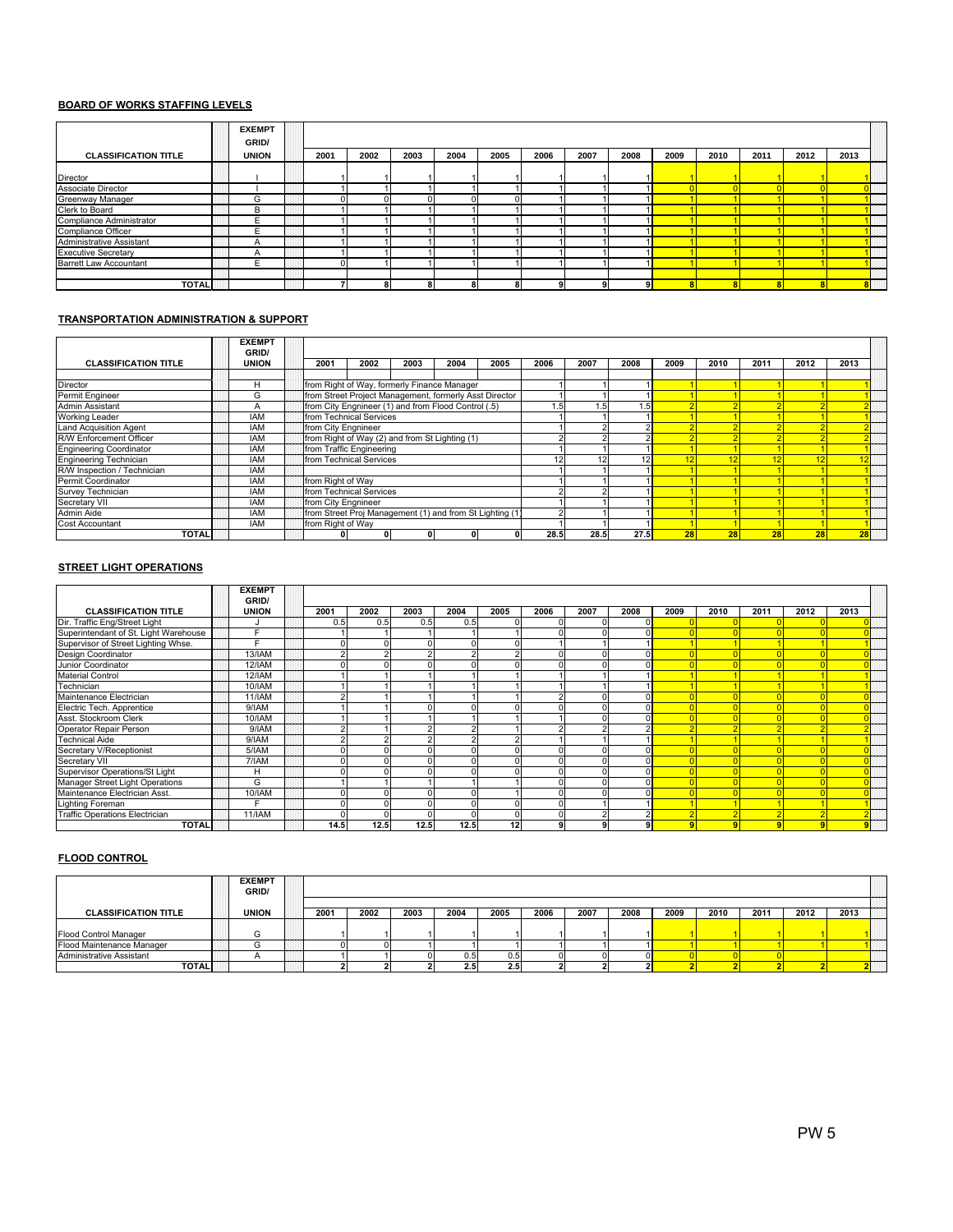## BOARD OF WORKS STAFFING LEVELS

| CLASSIFICATION TITLE | EXEMPT GRID/ UNION | 2001 | 2002 | 2003 | 2004 | 2005 | 2006 | 2007 | 2008 | 2009 | 2010 | 2011 | 2012 | 2013 |
|---|---|---|---|---|---|---|---|---|---|---|---|---|---|---|
| Director | I | 1 | 1 | 1 | 1 | 1 | 1 | 1 | 1 | 1 | 1 | 1 | 1 | 1 |
| Associate Director | I | 1 | 1 | 1 | 1 | 1 | 1 | 1 | 1 | 0 | 0 | 0 | 0 | 0 |
| Greenway Manager | G | 0 | 0 | 0 | 0 | 0 | 1 | 1 | 1 | 1 | 1 | 1 | 1 | 1 |
| Clerk to Board | B | 1 | 1 | 1 | 1 | 1 | 1 | 1 | 1 | 1 | 1 | 1 | 1 | 1 |
| Compliance Administrator | E | 1 | 1 | 1 | 1 | 1 | 1 | 1 | 1 | 1 | 1 | 1 | 1 | 1 |
| Compliance Officer | E | 1 | 1 | 1 | 1 | 1 | 1 | 1 | 1 | 1 | 1 | 1 | 1 | 1 |
| Administrative Assistant | A | 1 | 1 | 1 | 1 | 1 | 1 | 1 | 1 | 1 | 1 | 1 | 1 | 1 |
| Executive Secretary | A | 1 | 1 | 1 | 1 | 1 | 1 | 1 | 1 | 1 | 1 | 1 | 1 | 1 |
| Barrett Law Accountant | E | 0 | 1 | 1 | 1 | 1 | 1 | 1 | 1 | 1 | 1 | 1 | 1 | 1 |
| **TOTAL** | | 7 | 8 | 8 | 8 | 8 | 9 | 9 | 9 | 8 | 8 | 8 | 8 | 8 |

## TRANSPORTATION ADMINISTRATION & SUPPORT

| CLASSIFICATION TITLE | EXEMPT GRID/ UNION | 2001 | 2002 | 2003 | 2004 | 2005 | 2006 | 2007 | 2008 | 2009 | 2010 | 2011 | 2012 | 2013 |
|---|---|---|---|---|---|---|---|---|---|---|---|---|---|---|
| Director | H | from Right of Way, formerly Finance Manager | | | | | 1 | 1 | 1 | 1 | 1 | 1 | 1 | 1 |
| Permit Engineer | G | from Street Project Management, formerly Asst Director | | | | | 1 | 1 | 1 | 1 | 1 | 1 | 1 | 1 |
| Admin Assistant | A | from City Engineer (1) and from Flood Control (.5) | | | | | 1.5 | 1.5 | 1.5 | 2 | 2 | 2 | 2 | 2 |
| Working Leader | IAM | from Technical Services | | | | | 1 | 1 | 1 | 1 | 1 | 1 | 1 | 1 |
| Land Acquisition Agent | IAM | from City Engineer | | | | | 1 | 2 | 2 | 2 | 2 | 2 | 2 | 2 |
| R/W Enforcement Officer | IAM | from Right of Way (2) and from St Lighting (1) | | | | | 2 | 2 | 2 | 2 | 2 | 2 | 2 | 2 |
| Engineering Coordinator | IAM | from Traffic Engineering | | | | | 1 | 1 | 1 | 1 | 1 | 1 | 1 | 1 |
| Engineering Technician | IAM | from Technical Services | | | | | 12 | 12 | 12 | 12 | 12 | 12 | 12 | 12 |
| R/W Inspection / Technician | IAM | | | | | | 1 | 1 | 1 | 1 | 1 | 1 | 1 | 1 |
| Permit Coordinator | IAM | from Right of Way | | | | | 1 | 1 | 1 | 1 | 1 | 1 | 1 | 1 |
| Survey Technician | IAM | from Technical Services | | | | | 2 | 2 | 1 | 1 | 1 | 1 | 1 | 1 |
| Secretary VII | IAM | from City Engineer | | | | | 1 | 1 | 1 | 1 | 1 | 1 | 1 | 1 |
| Admin Aide | IAM | from Street Proj Management (1) and from St Lighting (1) | | | | | 2 | 1 | 1 | 1 | 1 | 1 | 1 | 1 |
| Cost Accountant | IAM | from Right of Way | | | | | 1 | 1 | 1 | 1 | 1 | 1 | 1 | 1 |
| **TOTAL** | | 0 | 0 | 0 | 0 | 0 | 28.5 | 28.5 | 27.5 | 28 | 28 | 28 | 28 | 28 |

## STREET LIGHT OPERATIONS

| CLASSIFICATION TITLE | EXEMPT GRID/ UNION | 2001 | 2002 | 2003 | 2004 | 2005 | 2006 | 2007 | 2008 | 2009 | 2010 | 2011 | 2012 | 2013 |
|---|---|---|---|---|---|---|---|---|---|---|---|---|---|---|
| Dir. Traffic Eng/Street Light | J | 0.5 | 0.5 | 0.5 | 0.5 | 0 | 0 | 0 | 0 | 0 | 0 | 0 | 0 | 0 |
| Superintendant of St. Light Warehouse | F | 1 | 1 | 1 | 1 | 1 | 0 | 0 | 0 | 0 | 0 | 0 | 0 | 0 |
| Supervisor of Street Lighting Whse. | F | 0 | 0 | 0 | 0 | 0 | 1 | 1 | 1 | 1 | 1 | 1 | 1 | 1 |
| Design Coordinator | 13/IAM | 2 | 2 | 2 | 2 | 2 | 0 | 0 | 0 | 0 | 0 | 0 | 0 | 0 |
| Junior Coordinator | 12/IAM | 0 | 0 | 0 | 0 | 0 | 0 | 0 | 0 | 0 | 0 | 0 | 0 | 0 |
| Material Control | 12/IAM | 1 | 1 | 1 | 1 | 1 | 1 | 1 | 1 | 1 | 1 | 1 | 1 | 1 |
| Technician | 10/IAM | 1 | 1 | 1 | 1 | 1 | 1 | 1 | 1 | 1 | 1 | 1 | 1 | 1 |
| Maintenance Electrician | 11/IAM | 2 | 1 | 1 | 1 | 1 | 2 | 0 | 0 | 0 | 0 | 0 | 0 | 0 |
| Electric Tech. Apprentice | 9/IAM | 1 | 1 | 0 | 0 | 0 | 0 | 0 | 0 | 0 | 0 | 0 | 0 | 0 |
| Asst. Stockroom Clerk | 10/IAM | 1 | 1 | 1 | 1 | 1 | 1 | 0 | 0 | 0 | 0 | 0 | 0 | 0 |
| Operator Repair Person | 9/IAM | 2 | 1 | 2 | 2 | 1 | 2 | 2 | 2 | 2 | 2 | 2 | 2 | 2 |
| Technical Aide | 9/IAM | 2 | 2 | 2 | 2 | 2 | 1 | 1 | 1 | 1 | 1 | 1 | 1 | 1 |
| Secretary V/Receptionist | 5/IAM | 0 | 0 | 0 | 0 | 0 | 0 | 0 | 0 | 0 | 0 | 0 | 0 | 0 |
| Secretary VII | 7/IAM | 0 | 0 | 0 | 0 | 0 | 0 | 0 | 0 | 0 | 0 | 0 | 0 | 0 |
| Supervisor Operations/St Light | H | 0 | 0 | 0 | 0 | 0 | 0 | 0 | 0 | 0 | 0 | 0 | 0 | 0 |
| Manager Street Light Operations | G | 1 | 1 | 1 | 1 | 1 | 0 | 0 | 0 | 0 | 0 | 0 | 0 | 0 |
| Maintenance Electrician Asst. | 10/IAM | 0 | 0 | 0 | 0 | 1 | 0 | 0 | 0 | 0 | 0 | 0 | 0 | 0 |
| Lighting Foreman | F | 0 | 0 | 0 | 0 | 0 | 0 | 1 | 1 | 1 | 1 | 1 | 1 | 1 |
| Traffic Operations Electrician | 11/IAM | 0 | 0 | 0 | 0 | 0 | 0 | 2 | 2 | 2 | 2 | 2 | 2 | 2 |
| **TOTAL** | | 14.5 | 12.5 | 12.5 | 12.5 | 12 | 9 | 9 | 9 | 9 | 9 | 9 | 9 | 9 |

## FLOOD CONTROL

| CLASSIFICATION TITLE | EXEMPT GRID/ UNION | 2001 | 2002 | 2003 | 2004 | 2005 | 2006 | 2007 | 2008 | 2009 | 2010 | 2011 | 2012 | 2013 |
|---|---|---|---|---|---|---|---|---|---|---|---|---|---|---|
| Flood Control Manager | G | 1 | 1 | 1 | 1 | 1 | 1 | 1 | 1 | 1 | 1 | 1 | 1 | 1 |
| Flood Maintenance Manager | G | 0 | 0 | 1 | 1 | 1 | 1 | 1 | 1 | 1 | 1 | 1 | 1 | 1 |
| Administrative Assistant | A | 1 | 1 | 0 | 0.5 | 0.5 | 0 | 0 | 0 | 0 | 0 | 0 | | |
| **TOTAL** | | 2 | 2 | 2 | 2.5 | 2.5 | 2 | 2 | 2 | 2 | 2 | 2 | 2 | 2 |